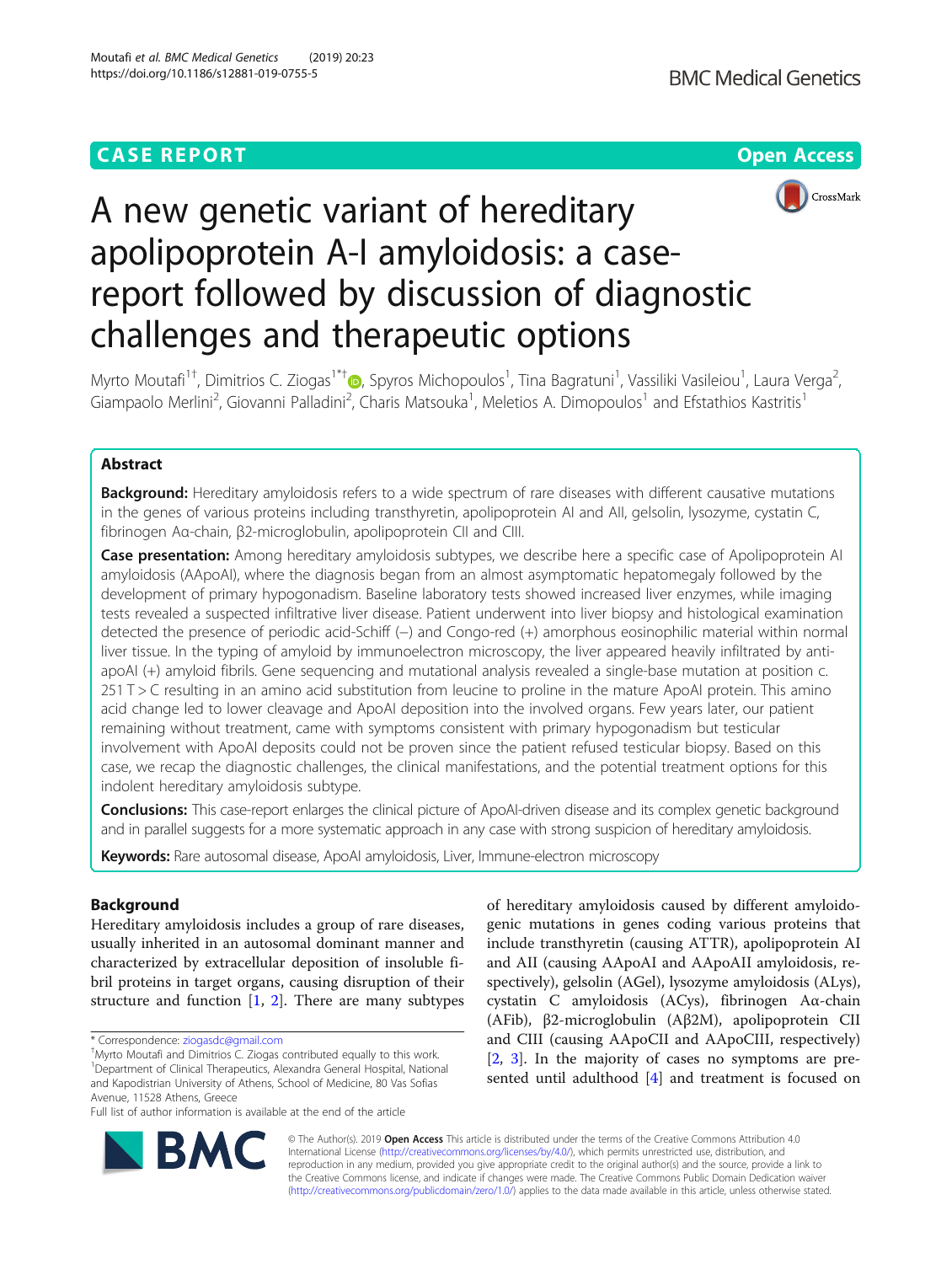CASE REPORT

Open Access

# A new genetic variant of hereditary apolipoprotein A-I amyloidosis: a case-report followed by discussion of diagnostic challenges and therapeutic options

Myrto Moutafi[1†], Dimitrios C. Ziogas[1*†], Spyros Michopoulos[1], Tina Bagratuni[1], Vassiliki Vasileiou[1], Laura Verga[2], Giampaolo Merlini[2], Giovanni Palladini[2], Charis Matsouka[1], Meletios A. Dimopoulos[1] and Efstathios Kastritis[1]

## Abstract

**Background:** Hereditary amyloidosis refers to a wide spectrum of rare diseases with different causative mutations in the genes of various proteins including transthyretin, apolipoprotein AI and AII, gelsolin, lysozyme, cystatin C, fibrinogen Aα-chain, β2-microglobulin, apolipoprotein CII and CIII.

**Case presentation:** Among hereditary amyloidosis subtypes, we describe here a specific case of Apolipoprotein AI amyloidosis (AApoAI), where the diagnosis began from an almost asymptomatic hepatomegaly followed by the development of primary hypogonadism. Baseline laboratory tests showed increased liver enzymes, while imaging tests revealed a suspected infiltrative liver disease. Patient underwent into liver biopsy and histological examination detected the presence of periodic acid-Schiff (−) and Congo-red (+) amorphous eosinophilic material within normal liver tissue. In the typing of amyloid by immunoelectron microscopy, the liver appeared heavily infiltrated by anti-apoAI (+) amyloid fibrils. Gene sequencing and mutational analysis revealed a single-base mutation at position c. 251 T > C resulting in an amino acid substitution from leucine to proline in the mature ApoAI protein. This amino acid change led to lower cleavage and ApoAI deposition into the involved organs. Few years later, our patient remaining without treatment, came with symptoms consistent with primary hypogonadism but testicular involvement with ApoAI deposits could not be proven since the patient refused testicular biopsy. Based on this case, we recap the diagnostic challenges, the clinical manifestations, and the potential treatment options for this indolent hereditary amyloidosis subtype.

**Conclusions:** This case-report enlarges the clinical picture of ApoAI-driven disease and its complex genetic background and in parallel suggests for a more systematic approach in any case with strong suspicion of hereditary amyloidosis.

**Keywords:** Rare autosomal disease, ApoAI amyloidosis, Liver, Immune-electron microscopy

## Background

Hereditary amyloidosis includes a group of rare diseases, usually inherited in an autosomal dominant manner and characterized by extracellular deposition of insoluble fibril proteins in target organs, causing disruption of their structure and function [1, 2]. There are many subtypes of hereditary amyloidosis caused by different amyloidogenic mutations in genes coding various proteins that include transthyretin (causing ATTR), apolipoprotein AI and AII (causing AApoAI and AApoAII amyloidosis, respectively), gelsolin (AGel), lysozyme amyloidosis (ALys), cystatin C amyloidosis (ACys), fibrinogen Aα-chain (AFib), β2-microglobulin (Aβ2M), apolipoprotein CII and CIII (causing AApoCII and AApoCIII, respectively) [2, 3]. In the majority of cases no symptoms are presented until adulthood [4] and treatment is focused on

\* Correspondence: ziogasdc@gmail.com
†Myrto Moutafi and Dimitrios C. Ziogas contributed equally to this work.
[1]Department of Clinical Therapeutics, Alexandra General Hospital, National and Kapodistrian University of Athens, School of Medicine, 80 Vas Sofias Avenue, 11528 Athens, Greece
Full list of author information is available at the end of the article

© The Author(s). 2019 **Open Access** This article is distributed under the terms of the Creative Commons Attribution 4.0 International License (http://creativecommons.org/licenses/by/4.0/), which permits unrestricted use, distribution, and reproduction in any medium, provided you give appropriate credit to the original author(s) and the source, provide a link to the Creative Commons license, and indicate if changes were made. The Creative Commons Public Domain Dedication waiver (http://creativecommons.org/publicdomain/zero/1.0/) applies to the data made available in this article, unless otherwise stated.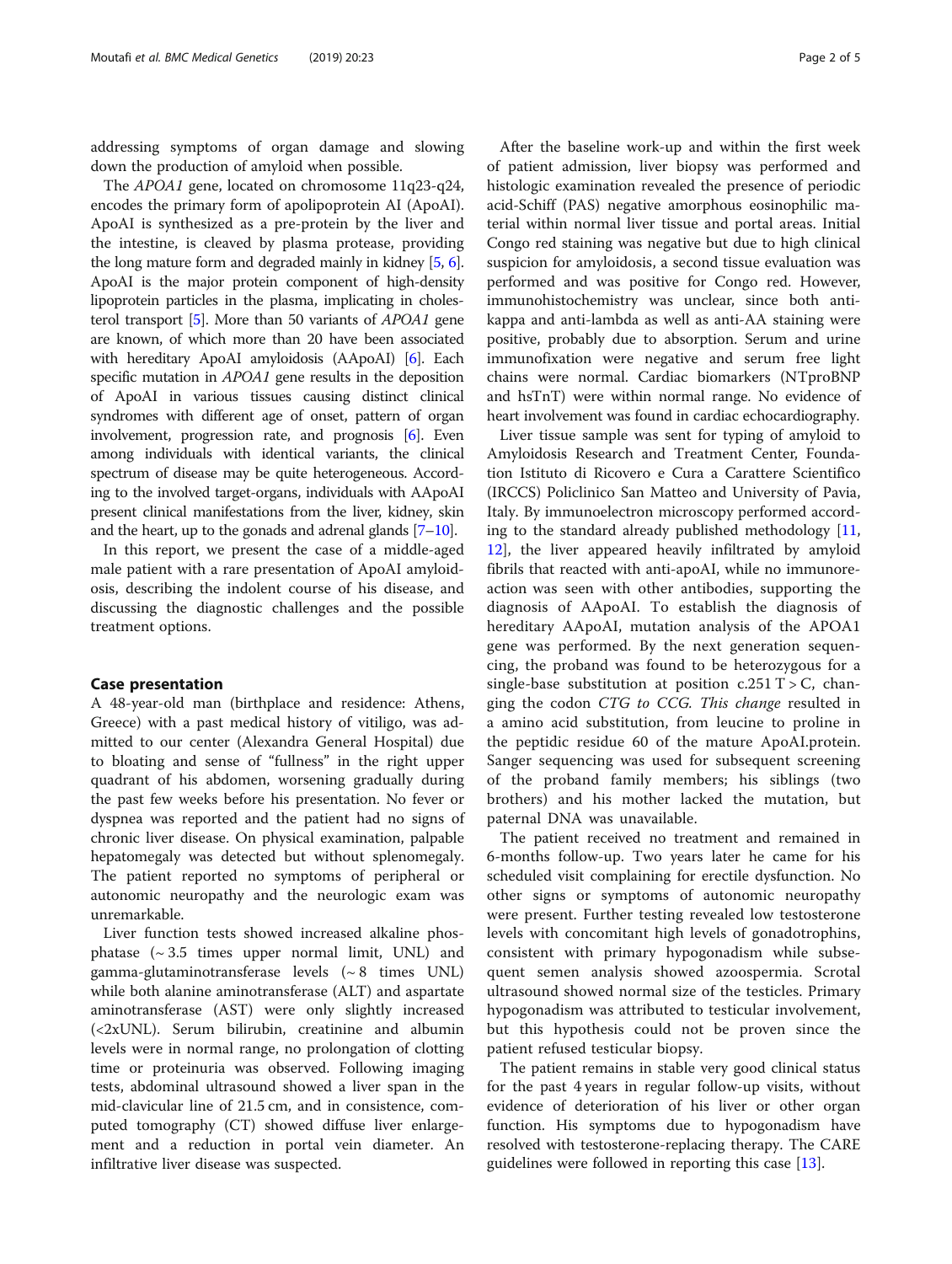addressing symptoms of organ damage and slowing down the production of amyloid when possible.

The *APOA1* gene, located on chromosome 11q23-q24, encodes the primary form of apolipoprotein AI (ApoAI). ApoAI is synthesized as a pre-protein by the liver and the intestine, is cleaved by plasma protease, providing the long mature form and degraded mainly in kidney [5, 6]. ApoAI is the major protein component of high-density lipoprotein particles in the plasma, implicating in cholesterol transport [5]. More than 50 variants of *APOA1* gene are known, of which more than 20 have been associated with hereditary ApoAI amyloidosis (AApoAI) [6]. Each specific mutation in *APOA1* gene results in the deposition of ApoAI in various tissues causing distinct clinical syndromes with different age of onset, pattern of organ involvement, progression rate, and prognosis [6]. Even among individuals with identical variants, the clinical spectrum of disease may be quite heterogeneous. According to the involved target-organs, individuals with AApoAI present clinical manifestations from the liver, kidney, skin and the heart, up to the gonads and adrenal glands [7–10].

In this report, we present the case of a middle-aged male patient with a rare presentation of ApoAI amyloidosis, describing the indolent course of his disease, and discussing the diagnostic challenges and the possible treatment options.

## Case presentation

A 48-year-old man (birthplace and residence: Athens, Greece) with a past medical history of vitiligo, was admitted to our center (Alexandra General Hospital) due to bloating and sense of "fullness" in the right upper quadrant of his abdomen, worsening gradually during the past few weeks before his presentation. No fever or dyspnea was reported and the patient had no signs of chronic liver disease. On physical examination, palpable hepatomegaly was detected but without splenomegaly. The patient reported no symptoms of peripheral or autonomic neuropathy and the neurologic exam was unremarkable.

Liver function tests showed increased alkaline phosphatase (~ 3.5 times upper normal limit, UNL) and gamma-glutaminotransferase levels (~ 8 times UNL) while both alanine aminotransferase (ALT) and aspartate aminotransferase (AST) were only slightly increased (<2xUNL). Serum bilirubin, creatinine and albumin levels were in normal range, no prolongation of clotting time or proteinuria was observed. Following imaging tests, abdominal ultrasound showed a liver span in the mid-clavicular line of 21.5 cm, and in consistence, computed tomography (CT) showed diffuse liver enlargement and a reduction in portal vein diameter. An infiltrative liver disease was suspected.

After the baseline work-up and within the first week of patient admission, liver biopsy was performed and histologic examination revealed the presence of periodic acid-Schiff (PAS) negative amorphous eosinophilic material within normal liver tissue and portal areas. Initial Congo red staining was negative but due to high clinical suspicion for amyloidosis, a second tissue evaluation was performed and was positive for Congo red. However, immunohistochemistry was unclear, since both anti-kappa and anti-lambda as well as anti-AA staining were positive, probably due to absorption. Serum and urine immunofixation were negative and serum free light chains were normal. Cardiac biomarkers (NTproBNP and hsTnT) were within normal range. No evidence of heart involvement was found in cardiac echocardiography.

Liver tissue sample was sent for typing of amyloid to Amyloidosis Research and Treatment Center, Foundation Istituto di Ricovero e Cura a Carattere Scientifico (IRCCS) Policlinico San Matteo and University of Pavia, Italy. By immunoelectron microscopy performed according to the standard already published methodology [11, 12], the liver appeared heavily infiltrated by amyloid fibrils that reacted with anti-apoAI, while no immunoreaction was seen with other antibodies, supporting the diagnosis of AApoAI. To establish the diagnosis of hereditary AApoAI, mutation analysis of the APOA1 gene was performed. By the next generation sequencing, the proband was found to be heterozygous for a single-base substitution at position c.251 T > C, changing the codon *CTG to CCG. This change* resulted in a amino acid substitution, from leucine to proline in the peptidic residue 60 of the mature ApoAI.protein. Sanger sequencing was used for subsequent screening of the proband family members; his siblings (two brothers) and his mother lacked the mutation, but paternal DNA was unavailable.

The patient received no treatment and remained in 6-months follow-up. Two years later he came for his scheduled visit complaining for erectile dysfunction. No other signs or symptoms of autonomic neuropathy were present. Further testing revealed low testosterone levels with concomitant high levels of gonadotrophins, consistent with primary hypogonadism while subsequent semen analysis showed azoospermia. Scrotal ultrasound showed normal size of the testicles. Primary hypogonadism was attributed to testicular involvement, but this hypothesis could not be proven since the patient refused testicular biopsy.

The patient remains in stable very good clinical status for the past 4 years in regular follow-up visits, without evidence of deterioration of his liver or other organ function. His symptoms due to hypogonadism have resolved with testosterone-replacing therapy. The CARE guidelines were followed in reporting this case [13].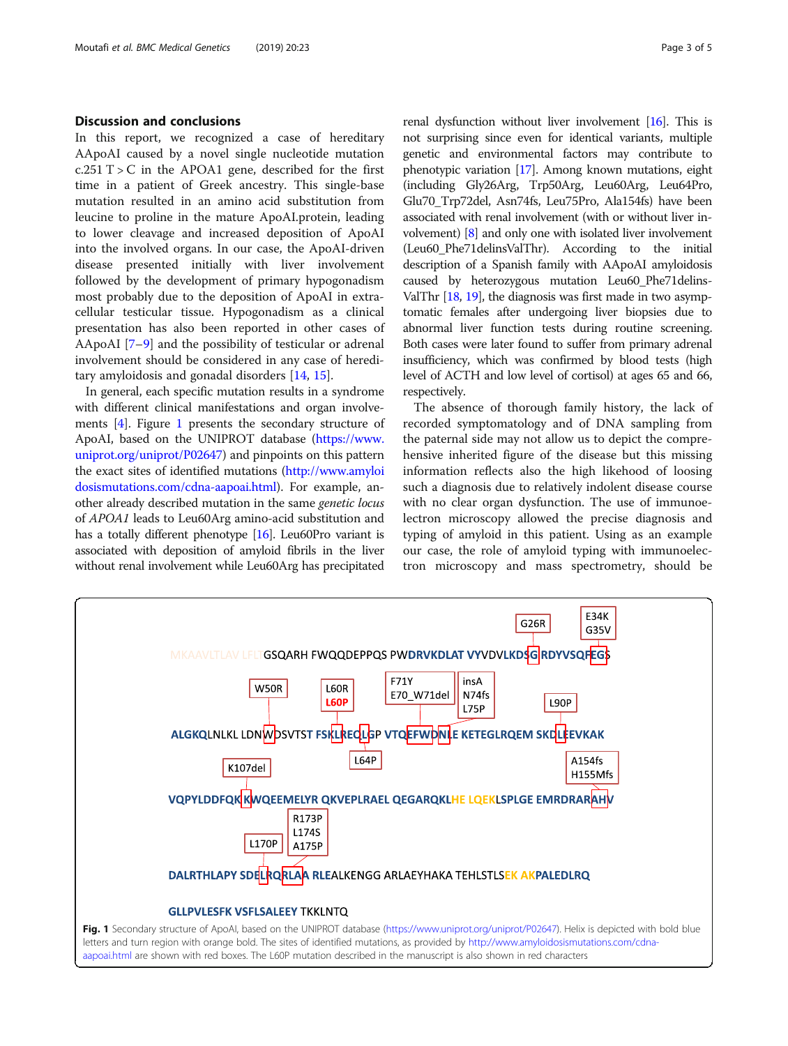## Discussion and conclusions

In this report, we recognized a case of hereditary AApoAI caused by a novel single nucleotide mutation c.251 T > C in the APOA1 gene, described for the first time in a patient of Greek ancestry. This single-base mutation resulted in an amino acid substitution from leucine to proline in the mature ApoAI.protein, leading to lower cleavage and increased deposition of ApoAI into the involved organs. In our case, the ApoAI-driven disease presented initially with liver involvement followed by the development of primary hypogonadism most probably due to the deposition of ApoAI in extra-cellular testicular tissue. Hypogonadism as a clinical presentation has also been reported in other cases of AApoAI [7–9] and the possibility of testicular or adrenal involvement should be considered in any case of hereditary amyloidosis and gonadal disorders [14, 15].

In general, each specific mutation results in a syndrome with different clinical manifestations and organ involvements [4]. Figure 1 presents the secondary structure of ApoAI, based on the UNIPROT database (https://www.uniprot.org/uniprot/P02647) and pinpoints on this pattern the exact sites of identified mutations (http://www.amyloidosismutations.com/cdna-aapoai.html). For example, another already described mutation in the same *genetic locus* of *APOA1* leads to Leu60Arg amino-acid substitution and has a totally different phenotype [16]. Leu60Pro variant is associated with deposition of amyloid fibrils in the liver without renal involvement while Leu60Arg has precipitated renal dysfunction without liver involvement [16]. This is not surprising since even for identical variants, multiple genetic and environmental factors may contribute to phenotypic variation [17]. Among known mutations, eight (including Gly26Arg, Trp50Arg, Leu60Arg, Leu64Pro, Glu70_Trp72del, Asn74fs, Leu75Pro, Ala154fs) have been associated with renal involvement (with or without liver involvement) [8] and only one with isolated liver involvement (Leu60_Phe71delinsValThr). According to the initial description of a Spanish family with AApoAI amyloidosis caused by heterozygous mutation Leu60_Phe71delinsValThr [18, 19], the diagnosis was first made in two asymptomatic females after undergoing liver biopsies due to abnormal liver function tests during routine screening. Both cases were later found to suffer from primary adrenal insufficiency, which was confirmed by blood tests (high level of ACTH and low level of cortisol) at ages 65 and 66, respectively.

The absence of thorough family history, the lack of recorded symptomatology and of DNA sampling from the paternal side may not allow us to depict the comprehensive inherited figure of the disease but this missing information reflects also the high likehood of loosing such a diagnosis due to relatively indolent disease course with no clear organ dysfunction. The use of immunoelectron microscopy allowed the precise diagnosis and typing of amyloid in this patient. Using as an example our case, the role of amyloid typing with immunoelectron microscopy and mass spectrometry, should be

```
MKAAVLTLAV LFLTGSQARH FWQQDEPPQS PWDRVKDLAT VYVDVLKDSG RDYVSQFEGS
ALGKQLNLKL LDNWDSVTST FSKLREQLGP VTQEFWDNLE KETEGLRQEM SKDLEEVKAK
VQPYLDDFQK KWQEEMELYR QKVEPLRAEL QEGARQKLHE LQEKLSPLGE EMRDRARAHV
DALRTHLAPY SDELRQRLAA RLEALKENGG ARLAEYHAKA TEHLSTLSEK AKPALEDLRQ
GLLPVLESFK VSFLSALEEY TKKLNTQ
```

Mutation labels: G26R; E34K, G35V; W50R; L60R, L60P; F71Y, E70_W71del; insA, N74fs, L75P; L64P; L90P; K107del; A154fs, H155Mfs; L170P; R173P, L174S, A175P

**Fig. 1** Secondary structure of ApoAI, based on the UNIPROT database (https://www.uniprot.org/uniprot/P02647). Helix is depicted with bold blue letters and turn region with orange bold. The sites of identified mutations, as provided by http://www.amyloidosismutations.com/cdna-aapoai.html are shown with red boxes. The L60P mutation described in the manuscript is also shown in red characters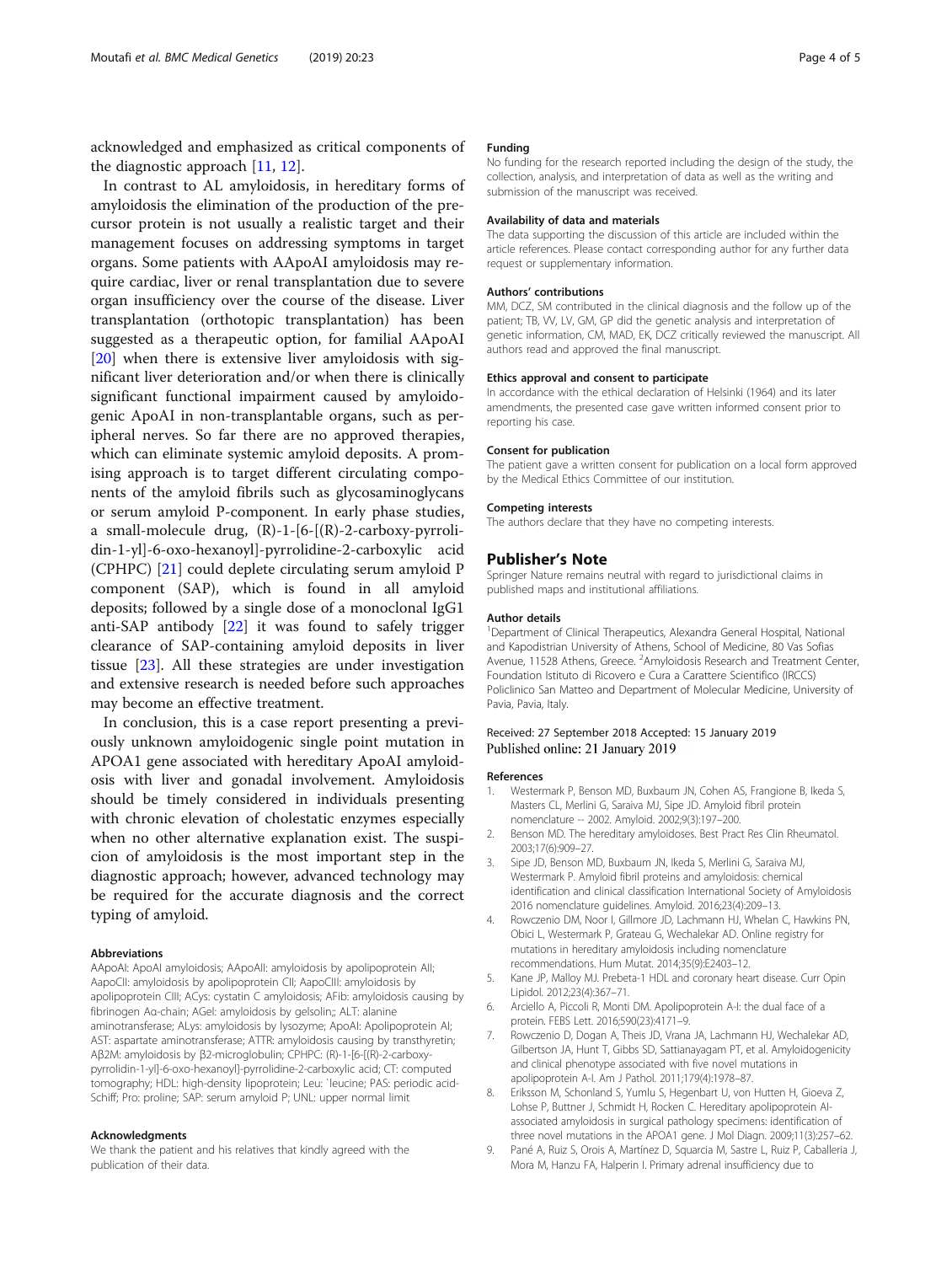acknowledged and emphasized as critical components of the diagnostic approach [11, 12].

In contrast to AL amyloidosis, in hereditary forms of amyloidosis the elimination of the production of the precursor protein is not usually a realistic target and their management focuses on addressing symptoms in target organs. Some patients with AApoAI amyloidosis may require cardiac, liver or renal transplantation due to severe organ insufficiency over the course of the disease. Liver transplantation (orthotopic transplantation) has been suggested as a therapeutic option, for familial AApoAI [20] when there is extensive liver amyloidosis with significant liver deterioration and/or when there is clinically significant functional impairment caused by amyloidogenic ApoAI in non-transplantable organs, such as peripheral nerves. So far there are no approved therapies, which can eliminate systemic amyloid deposits. A promising approach is to target different circulating components of the amyloid fibrils such as glycosaminoglycans or serum amyloid P-component. In early phase studies, a small-molecule drug, (R)-1-[6-[(R)-2-carboxy-pyrrolidin-1-yl]-6-oxo-hexanoyl]-pyrrolidine-2-carboxylic acid (CPHPC) [21] could deplete circulating serum amyloid P component (SAP), which is found in all amyloid deposits; followed by a single dose of a monoclonal IgG1 anti-SAP antibody [22] it was found to safely trigger clearance of SAP-containing amyloid deposits in liver tissue [23]. All these strategies are under investigation and extensive research is needed before such approaches may become an effective treatment.

In conclusion, this is a case report presenting a previously unknown amyloidogenic single point mutation in APOA1 gene associated with hereditary ApoAI amyloidosis with liver and gonadal involvement. Amyloidosis should be timely considered in individuals presenting with chronic elevation of cholestatic enzymes especially when no other alternative explanation exist. The suspicion of amyloidosis is the most important step in the diagnostic approach; however, advanced technology may be required for the accurate diagnosis and the correct typing of amyloid.

#### Abbreviations
AApoAI: ApoAI amyloidosis; AApoAII: amyloidosis by apolipoprotein AII; AapoCII: amyloidosis by apolipoprotein CII; AapoCIII: amyloidosis by apolipoprotein CIII; ACys: cystatin C amyloidosis; AFib: amyloidosis causing by fibrinogen Aα-chain; AGel: amyloidosis by gelsolin;; ALT: alanine aminotransferase; ALys: amyloidosis by lysozyme; ApoAI: Apolipoprotein AI; AST: aspartate aminotransferase; ATTR: amyloidosis causing by transthyretin; Aβ2M: amyloidosis by β2-microglobulin; CPHPC: (R)-1-[6-[(R)-2-carboxy-pyrrolidin-1-yl]-6-oxo-hexanoyl]-pyrrolidine-2-carboxylic acid; CT: computed tomography; HDL: high-density lipoprotein; Leu: `leucine; PAS: periodic acid-Schiff; Pro: proline; SAP: serum amyloid P; UNL: upper normal limit

#### Acknowledgments
We thank the patient and his relatives that kindly agreed with the publication of their data.

#### Funding
No funding for the research reported including the design of the study, the collection, analysis, and interpretation of data as well as the writing and submission of the manuscript was received.

#### Availability of data and materials
The data supporting the discussion of this article are included within the article references. Please contact corresponding author for any further data request or supplementary information.

#### Authors' contributions
MM, DCZ, SM contributed in the clinical diagnosis and the follow up of the patient; TB, VV, LV, GM, GP did the genetic analysis and interpretation of genetic information, CM, MAD, EK, DCZ critically reviewed the manuscript. All authors read and approved the final manuscript.

#### Ethics approval and consent to participate
In accordance with the ethical declaration of Helsinki (1964) and its later amendments, the presented case gave written informed consent prior to reporting his case.

#### Consent for publication
The patient gave a written consent for publication on a local form approved by the Medical Ethics Committee of our institution.

#### Competing interests
The authors declare that they have no competing interests.

## Publisher's Note
Springer Nature remains neutral with regard to jurisdictional claims in published maps and institutional affiliations.

#### Author details
[1]Department of Clinical Therapeutics, Alexandra General Hospital, National and Kapodistrian University of Athens, School of Medicine, 80 Vas Sofias Avenue, 11528 Athens, Greece. [2]Amyloidosis Research and Treatment Center, Foundation Istituto di Ricovero e Cura a Carattere Scientifico (IRCCS) Policlinico San Matteo and Department of Molecular Medicine, University of Pavia, Pavia, Italy.

Received: 27 September 2018 Accepted: 15 January 2019
Published online: 21 January 2019

#### References
1. Westermark P, Benson MD, Buxbaum JN, Cohen AS, Frangione B, Ikeda S, Masters CL, Merlini G, Saraiva MJ, Sipe JD. Amyloid fibril protein nomenclature -- 2002. Amyloid. 2002;9(3):197–200.
2. Benson MD. The hereditary amyloidoses. Best Pract Res Clin Rheumatol. 2003;17(6):909–27.
3. Sipe JD, Benson MD, Buxbaum JN, Ikeda S, Merlini G, Saraiva MJ, Westermark P. Amyloid fibril proteins and amyloidosis: chemical identification and clinical classification International Society of Amyloidosis 2016 nomenclature guidelines. Amyloid. 2016;23(4):209–13.
4. Rowczenio DM, Noor I, Gillmore JD, Lachmann HJ, Whelan C, Hawkins PN, Obici L, Westermark P, Grateau G, Wechalekar AD. Online registry for mutations in hereditary amyloidosis including nomenclature recommendations. Hum Mutat. 2014;35(9):E2403–12.
5. Kane JP, Malloy MJ. Prebeta-1 HDL and coronary heart disease. Curr Opin Lipidol. 2012;23(4):367–71.
6. Arciello A, Piccoli R, Monti DM. Apolipoprotein A-I: the dual face of a protein. FEBS Lett. 2016;590(23):4171–9.
7. Rowczenio D, Dogan A, Theis JD, Vrana JA, Lachmann HJ, Wechalekar AD, Gilbertson JA, Hunt T, Gibbs SD, Sattianayagam PT, et al. Amyloidogenicity and clinical phenotype associated with five novel mutations in apolipoprotein A-I. Am J Pathol. 2011;179(4):1978–87.
8. Eriksson M, Schonland S, Yumlu S, Hegenbart U, von Hutten H, Gioeva Z, Lohse P, Buttner J, Schmidt H, Rocken C. Hereditary apolipoprotein AI-associated amyloidosis in surgical pathology specimens: identification of three novel mutations in the APOA1 gene. J Mol Diagn. 2009;11(3):257–62.
9. Pané A, Ruiz S, Orois A, Martínez D, Squarcia M, Sastre L, Ruiz P, Caballeria J, Mora M, Hanzu FA, Halperin I. Primary adrenal insufficiency due to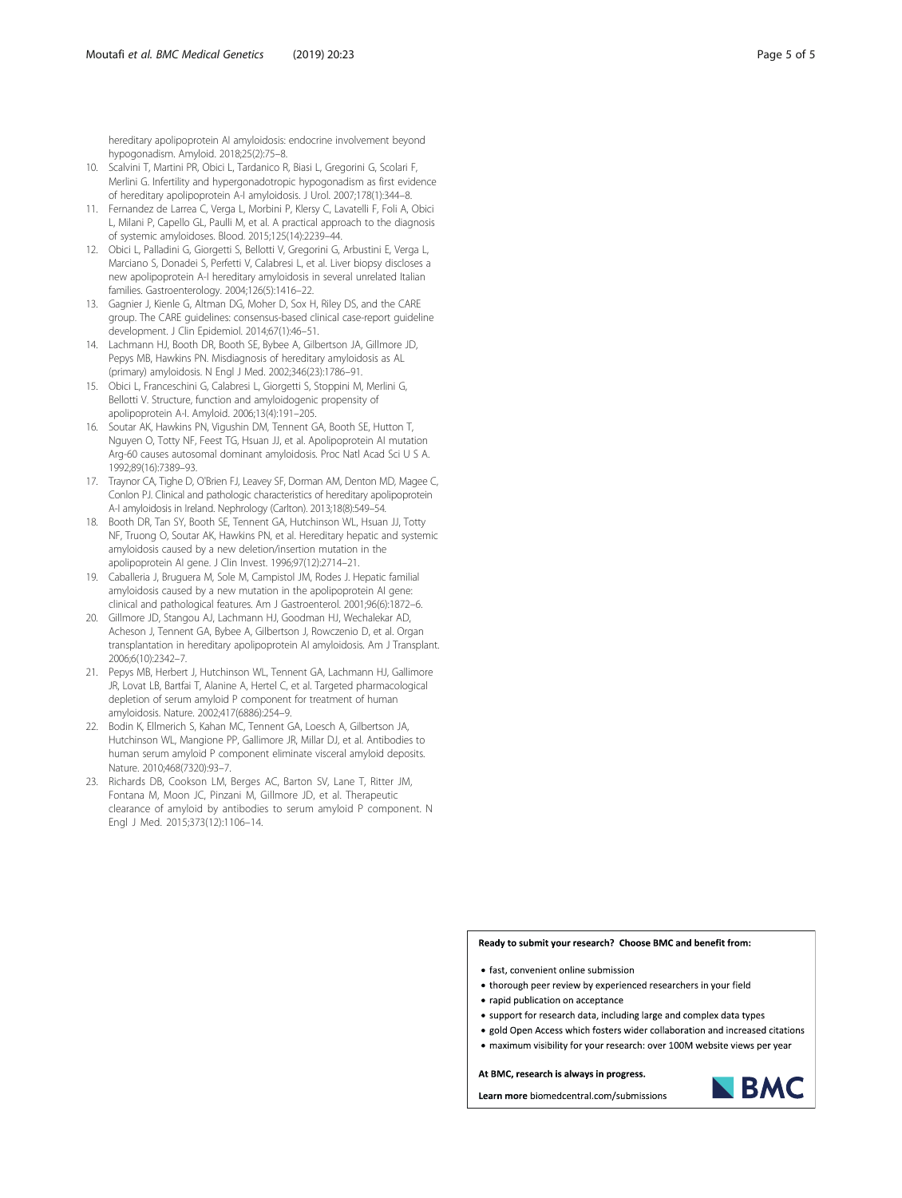hereditary apolipoprotein AI amyloidosis: endocrine involvement beyond hypogonadism. Amyloid. 2018;25(2):75–8.

10. Scalvini T, Martini PR, Obici L, Tardanico R, Biasi L, Gregorini G, Scolari F, Merlini G. Infertility and hypergonadotropic hypogonadism as first evidence of hereditary apolipoprotein A-I amyloidosis. J Urol. 2007;178(1):344–8.
11. Fernandez de Larrea C, Verga L, Morbini P, Klersy C, Lavatelli F, Foli A, Obici L, Milani P, Capello GL, Paulli M, et al. A practical approach to the diagnosis of systemic amyloidoses. Blood. 2015;125(14):2239–44.
12. Obici L, Palladini G, Giorgetti S, Bellotti V, Gregorini G, Arbustini E, Verga L, Marciano S, Donadei S, Perfetti V, Calabresi L, et al. Liver biopsy discloses a new apolipoprotein A-I hereditary amyloidosis in several unrelated Italian families. Gastroenterology. 2004;126(5):1416–22.
13. Gagnier J, Kienle G, Altman DG, Moher D, Sox H, Riley DS, and the CARE group. The CARE guidelines: consensus-based clinical case-report guideline development. J Clin Epidemiol. 2014;67(1):46–51.
14. Lachmann HJ, Booth DR, Booth SE, Bybee A, Gilbertson JA, Gillmore JD, Pepys MB, Hawkins PN. Misdiagnosis of hereditary amyloidosis as AL (primary) amyloidosis. N Engl J Med. 2002;346(23):1786–91.
15. Obici L, Franceschini G, Calabresi L, Giorgetti S, Stoppini M, Merlini G, Bellotti V. Structure, function and amyloidogenic propensity of apolipoprotein A-I. Amyloid. 2006;13(4):191–205.
16. Soutar AK, Hawkins PN, Vigushin DM, Tennent GA, Booth SE, Hutton T, Nguyen O, Totty NF, Feest TG, Hsuan JJ, et al. Apolipoprotein AI mutation Arg-60 causes autosomal dominant amyloidosis. Proc Natl Acad Sci U S A. 1992;89(16):7389–93.
17. Traynor CA, Tighe D, O'Brien FJ, Leavey SF, Dorman AM, Denton MD, Magee C, Conlon PJ. Clinical and pathologic characteristics of hereditary apolipoprotein A-I amyloidosis in Ireland. Nephrology (Carlton). 2013;18(8):549–54.
18. Booth DR, Tan SY, Booth SE, Tennent GA, Hutchinson WL, Hsuan JJ, Totty NF, Truong O, Soutar AK, Hawkins PN, et al. Hereditary hepatic and systemic amyloidosis caused by a new deletion/insertion mutation in the apolipoprotein AI gene. J Clin Invest. 1996;97(12):2714–21.
19. Caballeria J, Bruguera M, Sole M, Campistol JM, Rodes J. Hepatic familial amyloidosis caused by a new mutation in the apolipoprotein AI gene: clinical and pathological features. Am J Gastroenterol. 2001;96(6):1872–6.
20. Gillmore JD, Stangou AJ, Lachmann HJ, Goodman HJ, Wechalekar AD, Acheson J, Tennent GA, Bybee A, Gilbertson J, Rowczenio D, et al. Organ transplantation in hereditary apolipoprotein AI amyloidosis. Am J Transplant. 2006;6(10):2342–7.
21. Pepys MB, Herbert J, Hutchinson WL, Tennent GA, Lachmann HJ, Gallimore JR, Lovat LB, Bartfai T, Alanine A, Hertel C, et al. Targeted pharmacological depletion of serum amyloid P component for treatment of human amyloidosis. Nature. 2002;417(6886):254–9.
22. Bodin K, Ellmerich S, Kahan MC, Tennent GA, Loesch A, Gilbertson JA, Hutchinson WL, Mangione PP, Gallimore JR, Millar DJ, et al. Antibodies to human serum amyloid P component eliminate visceral amyloid deposits. Nature. 2010;468(7320):93–7.
23. Richards DB, Cookson LM, Berges AC, Barton SV, Lane T, Ritter JM, Fontana M, Moon JC, Pinzani M, Gillmore JD, et al. Therapeutic clearance of amyloid by antibodies to serum amyloid P component. N Engl J Med. 2015;373(12):1106–14.

**Ready to submit your research? Choose BMC and benefit from:**

- fast, convenient online submission
- thorough peer review by experienced researchers in your field
- rapid publication on acceptance
- support for research data, including large and complex data types
- gold Open Access which fosters wider collaboration and increased citations
- maximum visibility for your research: over 100M website views per year

**At BMC, research is always in progress.**

**Learn more** biomedcentral.com/submissions

BMC